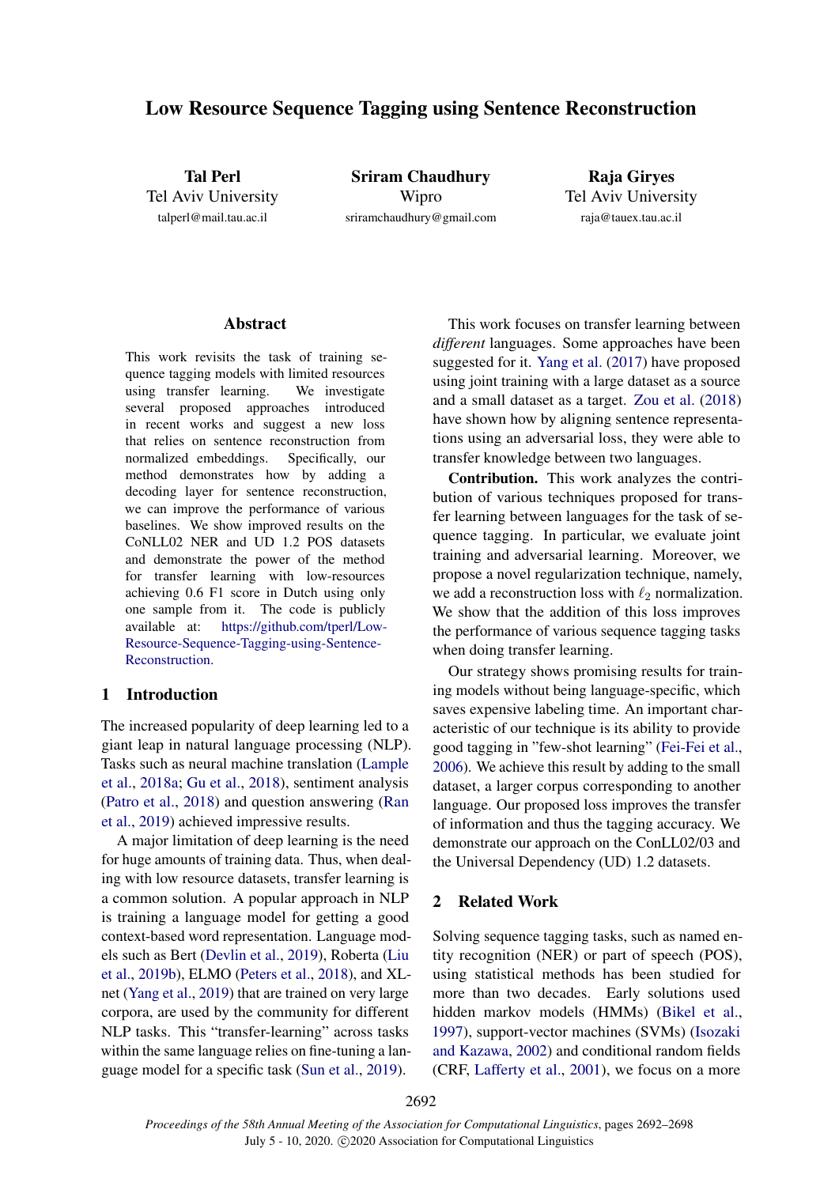# Low Resource Sequence Tagging using Sentence Reconstruction

**Tal Perl**
Tel Aviv University
talperl@mail.tau.ac.il

**Sriram Chaudhury**
Wipro
sriramchaudhury@gmail.com

**Raja Giryes**
Tel Aviv University
raja@tauex.tau.ac.il

## Abstract

This work revisits the task of training sequence tagging models with limited resources using transfer learning. We investigate several proposed approaches introduced in recent works and suggest a new loss that relies on sentence reconstruction from normalized embeddings. Specifically, our method demonstrates how by adding a decoding layer for sentence reconstruction, we can improve the performance of various baselines. We show improved results on the CoNLL02 NER and UD 1.2 POS datasets and demonstrate the power of the method for transfer learning with low-resources achieving 0.6 F1 score in Dutch using only one sample from it. The code is publicly available at: https://github.com/tperl/Low-Resource-Sequence-Tagging-using-Sentence-Reconstruction.

## 1 Introduction

The increased popularity of deep learning led to a giant leap in natural language processing (NLP). Tasks such as neural machine translation (Lample et al., 2018a; Gu et al., 2018), sentiment analysis (Patro et al., 2018) and question answering (Ran et al., 2019) achieved impressive results.

A major limitation of deep learning is the need for huge amounts of training data. Thus, when dealing with low resource datasets, transfer learning is a common solution. A popular approach in NLP is training a language model for getting a good context-based word representation. Language models such as Bert (Devlin et al., 2019), Roberta (Liu et al., 2019b), ELMO (Peters et al., 2018), and XLnet (Yang et al., 2019) that are trained on very large corpora, are used by the community for different NLP tasks. This "transfer-learning" across tasks within the same language relies on fine-tuning a language model for a specific task (Sun et al., 2019).

This work focuses on transfer learning between *different* languages. Some approaches have been suggested for it. Yang et al. (2017) have proposed using joint training with a large dataset as a source and a small dataset as a target. Zou et al. (2018) have shown how by aligning sentence representations using an adversarial loss, they were able to transfer knowledge between two languages.

**Contribution.** This work analyzes the contribution of various techniques proposed for transfer learning between languages for the task of sequence tagging. In particular, we evaluate joint training and adversarial learning. Moreover, we propose a novel regularization technique, namely, we add a reconstruction loss with $\ell_2$ normalization. We show that the addition of this loss improves the performance of various sequence tagging tasks when doing transfer learning.

Our strategy shows promising results for training models without being language-specific, which saves expensive labeling time. An important characteristic of our technique is its ability to provide good tagging in "few-shot learning" (Fei-Fei et al., 2006). We achieve this result by adding to the small dataset, a larger corpus corresponding to another language. Our proposed loss improves the transfer of information and thus the tagging accuracy. We demonstrate our approach on the ConLL02/03 and the Universal Dependency (UD) 1.2 datasets.

## 2 Related Work

Solving sequence tagging tasks, such as named entity recognition (NER) or part of speech (POS), using statistical methods has been studied for more than two decades. Early solutions used hidden markov models (HMMs) (Bikel et al., 1997), support-vector machines (SVMs) (Isozaki and Kazawa, 2002) and conditional random fields (CRF, Lafferty et al., 2001), we focus on a more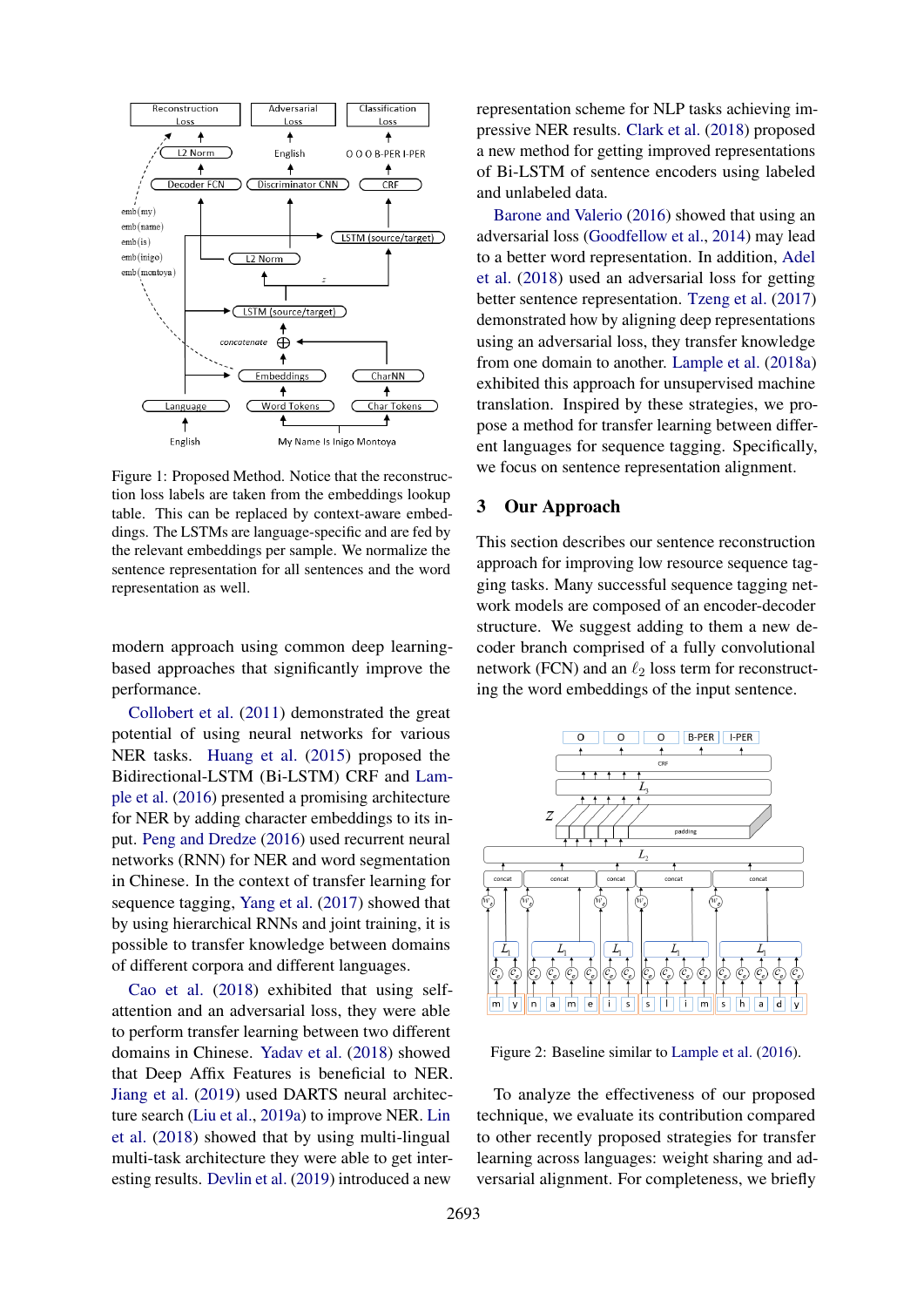Figure 1: Proposed Method. Notice that the reconstruction loss labels are taken from the embeddings lookup table. This can be replaced by context-aware embeddings. The LSTMs are language-specific and are fed by the relevant embeddings per sample. We normalize the sentence representation for all sentences and the word representation as well.

modern approach using common deep learning-based approaches that significantly improve the performance.

Collobert et al. (2011) demonstrated the great potential of using neural networks for various NER tasks. Huang et al. (2015) proposed the Bidirectional-LSTM (Bi-LSTM) CRF and Lample et al. (2016) presented a promising architecture for NER by adding character embeddings to its input. Peng and Dredze (2016) used recurrent neural networks (RNN) for NER and word segmentation in Chinese. In the context of transfer learning for sequence tagging, Yang et al. (2017) showed that by using hierarchical RNNs and joint training, it is possible to transfer knowledge between domains of different corpora and different languages.

Cao et al. (2018) exhibited that using self-attention and an adversarial loss, they were able to perform transfer learning between two different domains in Chinese. Yadav et al. (2018) showed that Deep Affix Features is beneficial to NER. Jiang et al. (2019) used DARTS neural architecture search (Liu et al., 2019a) to improve NER. Lin et al. (2018) showed that by using multi-lingual multi-task architecture they were able to get interesting results. Devlin et al. (2019) introduced a new representation scheme for NLP tasks achieving impressive NER results. Clark et al. (2018) proposed a new method for getting improved representations of Bi-LSTM of sentence encoders using labeled and unlabeled data.

Barone and Valerio (2016) showed that using an adversarial loss (Goodfellow et al., 2014) may lead to a better word representation. In addition, Adel et al. (2018) used an adversarial loss for getting better sentence representation. Tzeng et al. (2017) demonstrated how by aligning deep representations using an adversarial loss, they transfer knowledge from one domain to another. Lample et al. (2018a) exhibited this approach for unsupervised machine translation. Inspired by these strategies, we propose a method for transfer learning between different languages for sequence tagging. Specifically, we focus on sentence representation alignment.

## 3 Our Approach

This section describes our sentence reconstruction approach for improving low resource sequence tagging tasks. Many successful sequence tagging network models are composed of an encoder-decoder structure. We suggest adding to them a new decoder branch comprised of a fully convolutional network (FCN) and an $\ell_2$ loss term for reconstructing the word embeddings of the input sentence.

Figure 2: Baseline similar to Lample et al. (2016).

To analyze the effectiveness of our proposed technique, we evaluate its contribution compared to other recently proposed strategies for transfer learning across languages: weight sharing and adversarial alignment. For completeness, we briefly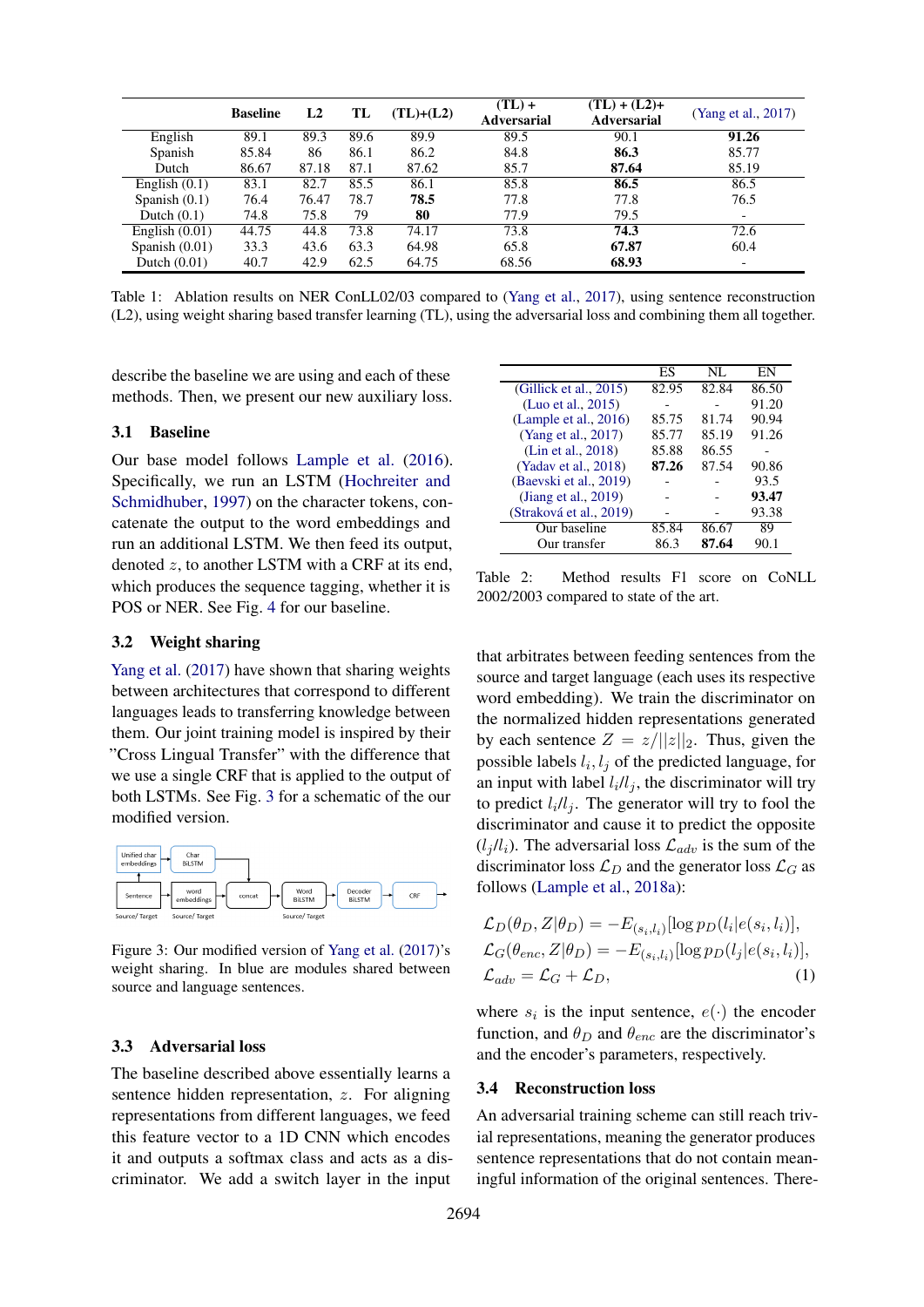|  | Baseline | L2 | TL | (TL)+(L2) | (TL) + Adversarial | (TL) + (L2)+ Adversarial | (Yang et al., 2017) |
|---|---|---|---|---|---|---|---|
| English | 89.1 | 89.3 | 89.6 | 89.9 | 89.5 | 90.1 | **91.26** |
| Spanish | 85.84 | 86 | 86.1 | 86.2 | 84.8 | **86.3** | 85.77 |
| Dutch | 86.67 | 87.18 | 87.1 | 87.62 | 85.7 | **87.64** | 85.19 |
| English (0.1) | 83.1 | 82.7 | 85.5 | 86.1 | 85.8 | **86.5** | 86.5 |
| Spanish (0.1) | 76.4 | 76.47 | 78.7 | **78.5** | 77.8 | 77.8 | 76.5 |
| Dutch (0.1) | 74.8 | 75.8 | 79 | **80** | 77.9 | 79.5 | - |
| English (0.01) | 44.75 | 44.8 | 73.8 | 74.17 | 73.8 | **74.3** | 72.6 |
| Spanish (0.01) | 33.3 | 43.6 | 63.3 | 64.98 | 65.8 | **67.87** | 60.4 |
| Dutch (0.01) | 40.7 | 42.9 | 62.5 | 64.75 | 68.56 | **68.93** | - |

Table 1: Ablation results on NER ConLL02/03 compared to (Yang et al., 2017), using sentence reconstruction (L2), using weight sharing based transfer learning (TL), using the adversarial loss and combining them all together.

describe the baseline we are using and each of these methods. Then, we present our new auxiliary loss.

### 3.1 Baseline

Our base model follows Lample et al. (2016). Specifically, we run an LSTM (Hochreiter and Schmidhuber, 1997) on the character tokens, concatenate the output to the word embeddings and run an additional LSTM. We then feed its output, denoted $z$, to another LSTM with a CRF at its end, which produces the sequence tagging, whether it is POS or NER. See Fig. 4 for our baseline.

### 3.2 Weight sharing

Yang et al. (2017) have shown that sharing weights between architectures that correspond to different languages leads to transferring knowledge between them. Our joint training model is inspired by their "Cross Lingual Transfer" with the difference that we use a single CRF that is applied to the output of both LSTMs. See Fig. 3 for a schematic of the our modified version.

Figure 3: Our modified version of Yang et al. (2017)'s weight sharing. In blue are modules shared between source and language sentences.

### 3.3 Adversarial loss

The baseline described above essentially learns a sentence hidden representation, $z$. For aligning representations from different languages, we feed this feature vector to a 1D CNN which encodes it and outputs a softmax class and acts as a discriminator. We add a switch layer in the input that arbitrates between feeding sentences from the source and target language (each uses its respective word embedding). We train the discriminator on the normalized hidden representations generated by each sentence $Z = z/||z||_2$. Thus, given the possible labels $l_i, l_j$ of the predicted language, for an input with label $l_i/l_j$, the discriminator will try to predict $l_i/l_j$. The generator will try to fool the discriminator and cause it to predict the opposite ($l_j/l_i$). The adversarial loss $\mathcal{L}_{adv}$ is the sum of the discriminator loss $\mathcal{L}_D$ and the generator loss $\mathcal{L}_G$ as follows (Lample et al., 2018a):

$$
\begin{aligned}
\mathcal{L}_D(\theta_D, Z|\theta_D) &= -E_{(s_i,l_i)}[\log p_D(l_i|e(s_i,l_i)], \\
\mathcal{L}_G(\theta_{enc}, Z|\theta_D) &= -E_{(s_i,l_i)}[\log p_D(l_j|e(s_i,l_i)], \\
\mathcal{L}_{adv} &= \mathcal{L}_G + \mathcal{L}_D, \qquad (1)
\end{aligned}
$$

where $s_i$ is the input sentence, $e(\cdot)$ the encoder function, and $\theta_D$ and $\theta_{enc}$ are the discriminator's and the encoder's parameters, respectively.

### 3.4 Reconstruction loss

An adversarial training scheme can still reach trivial representations, meaning the generator produces sentence representations that do not contain meaningful information of the original sentences. There-

|  | ES | NL | EN |
|---|---|---|---|
| (Gillick et al., 2015) | 82.95 | 82.84 | 86.50 |
| (Luo et al., 2015) | - | - | 91.20 |
| (Lample et al., 2016) | 85.75 | 81.74 | 90.94 |
| (Yang et al., 2017) | 85.77 | 85.19 | 91.26 |
| (Lin et al., 2018) | 85.88 | 86.55 | - |
| (Yadav et al., 2018) | **87.26** | 87.54 | 90.86 |
| (Baevski et al., 2019) | - | - | 93.5 |
| (Jiang et al., 2019) | - | - | **93.47** |
| (Straková et al., 2019) | - | - | 93.38 |
| Our baseline | 85.84 | 86.67 | 89 |
| Our transfer | 86.3 | **87.64** | 90.1 |

Table 2: Method results F1 score on CoNLL 2002/2003 compared to state of the art.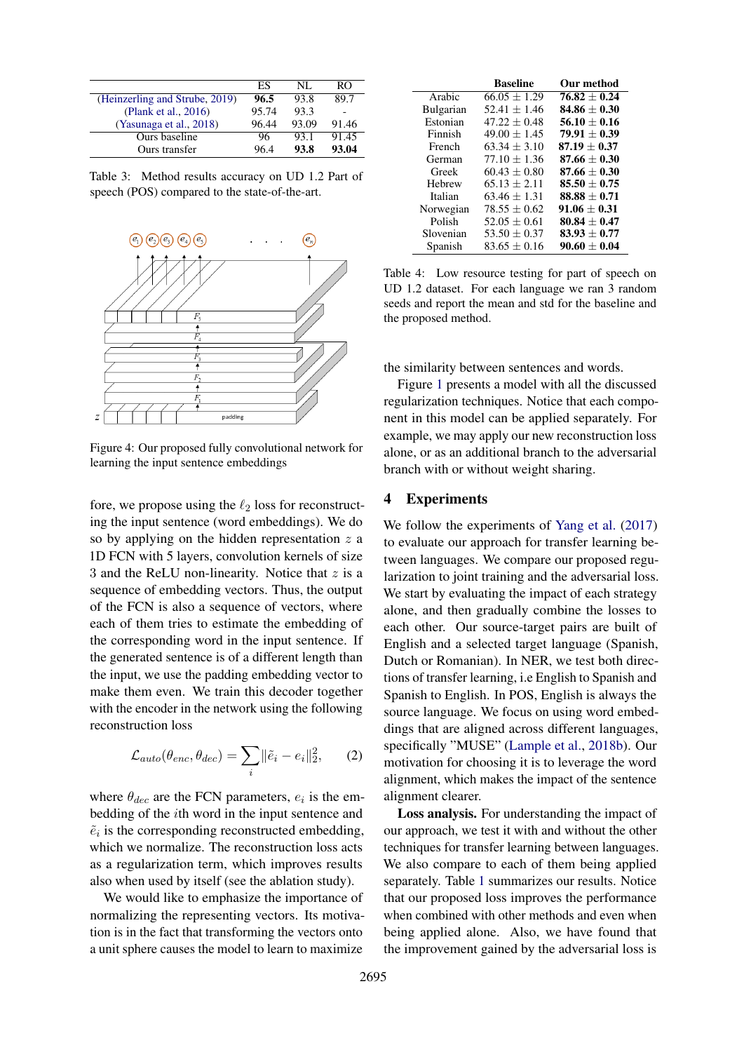|  | ES | NL | RO |
|---|---|---|---|
| (Heinzerling and Strube, 2019) | **96.5** | 93.8 | 89.7 |
| (Plank et al., 2016) | 95.74 | 93.3 | - |
| (Yasunaga et al., 2018) | 96.44 | 93.09 | 91.46 |
| Ours baseline | 96 | 93.1 | 91.45 |
| Ours transfer | 96.4 | **93.8** | **93.04** |

Table 3: Method results accuracy on UD 1.2 Part of speech (POS) compared to the state-of-the-art.

Figure 4: Our proposed fully convolutional network for learning the input sentence embeddings

fore, we propose using the $\ell_2$ loss for reconstructing the input sentence (word embeddings). We do so by applying on the hidden representation $z$ a 1D FCN with 5 layers, convolution kernels of size 3 and the ReLU non-linearity. Notice that $z$ is a sequence of embedding vectors. Thus, the output of the FCN is also a sequence of vectors, where each of them tries to estimate the embedding of the corresponding word in the input sentence. If the generated sentence is of a different length than the input, we use the padding embedding vector to make them even. We train this decoder together with the encoder in the network using the following reconstruction loss

$$\mathcal{L}_{auto}(\theta_{enc}, \theta_{dec}) = \sum_i \|\tilde{e}_i - e_i\|_2^2, \quad (2)$$

where $\theta_{dec}$ are the FCN parameters, $e_i$ is the embedding of the $i$th word in the input sentence and $\tilde{e}_i$ is the corresponding reconstructed embedding, which we normalize. The reconstruction loss acts as a regularization term, which improves results also when used by itself (see the ablation study).

We would like to emphasize the importance of normalizing the representing vectors. Its motivation is in the fact that transforming the vectors onto a unit sphere causes the model to learn to maximize the similarity between sentences and words.

|  | Baseline | Our method |
|---|---|---|
| Arabic | 66.05 ± 1.29 | **76.82 ± 0.24** |
| Bulgarian | 52.41 ± 1.46 | **84.86 ± 0.30** |
| Estonian | 47.22 ± 0.48 | **56.10 ± 0.16** |
| Finnish | 49.00 ± 1.45 | **79.91 ± 0.39** |
| French | 63.34 ± 3.10 | **87.19 ± 0.37** |
| German | 77.10 ± 1.36 | **87.66 ± 0.30** |
| Greek | 60.43 ± 0.80 | **87.66 ± 0.30** |
| Hebrew | 65.13 ± 2.11 | **85.50 ± 0.75** |
| Italian | 63.46 ± 1.31 | **88.88 ± 0.71** |
| Norwegian | 78.55 ± 0.62 | **91.06 ± 0.31** |
| Polish | 52.05 ± 0.61 | **80.84 ± 0.47** |
| Slovenian | 53.50 ± 0.37 | **83.93 ± 0.77** |
| Spanish | 83.65 ± 0.16 | **90.60 ± 0.04** |

Table 4: Low resource testing for part of speech on UD 1.2 dataset. For each language we ran 3 random seeds and report the mean and std for the baseline and the proposed method.

Figure 1 presents a model with all the discussed regularization techniques. Notice that each component in this model can be applied separately. For example, we may apply our new reconstruction loss alone, or as an additional branch to the adversarial branch with or without weight sharing.

## 4 Experiments

We follow the experiments of Yang et al. (2017) to evaluate our approach for transfer learning between languages. We compare our proposed regularization to joint training and the adversarial loss. We start by evaluating the impact of each strategy alone, and then gradually combine the losses to each other. Our source-target pairs are built of English and a selected target language (Spanish, Dutch or Romanian). In NER, we test both directions of transfer learning, i.e English to Spanish and Spanish to English. In POS, English is always the source language. We focus on using word embeddings that are aligned across different languages, specifically "MUSE" (Lample et al., 2018b). Our motivation for choosing it is to leverage the word alignment, which makes the impact of the sentence alignment clearer.

**Loss analysis.** For understanding the impact of our approach, we test it with and without the other techniques for transfer learning between languages. We also compare to each of them being applied separately. Table 1 summarizes our results. Notice that our proposed loss improves the performance when combined with other methods and even when being applied alone. Also, we have found that the improvement gained by the adversarial loss is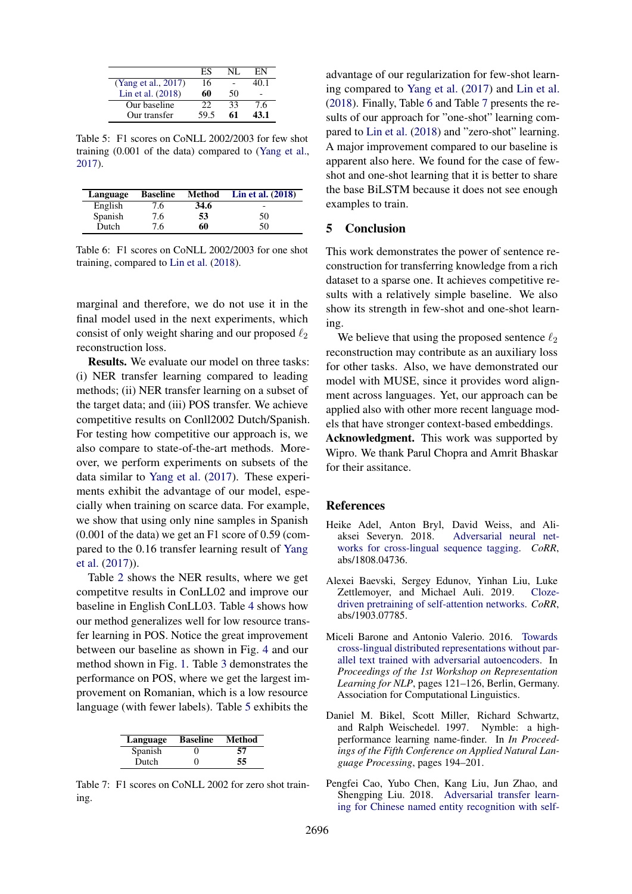|  | ES | NL | EN |
|---|---|---|---|
| (Yang et al., 2017) | 16 | - | 40.1 |
| Lin et al. (2018) | **60** | 50 | - |
| Our baseline | 22 | 33 | 7.6 |
| Our transfer | 59.5 | **61** | **43.1** |

Table 5: F1 scores on CoNLL 2002/2003 for few shot training (0.001 of the data) compared to (Yang et al., 2017).

| Language | Baseline | Method | Lin et al. (2018) |
|---|---|---|---|
| English | 7.6 | **34.6** | - |
| Spanish | 7.6 | **53** | 50 |
| Dutch | 7.6 | **60** | 50 |

Table 6: F1 scores on CoNLL 2002/2003 for one shot training, compared to Lin et al. (2018).

marginal and therefore, we do not use it in the final model used in the next experiments, which consist of only weight sharing and our proposed $\ell_2$ reconstruction loss.

**Results.** We evaluate our model on three tasks: (i) NER transfer learning compared to leading methods; (ii) NER transfer learning on a subset of the target data; and (iii) POS transfer. We achieve competitive results on Conll2002 Dutch/Spanish. For testing how competitive our approach is, we also compare to state-of-the-art methods. Moreover, we perform experiments on subsets of the data similar to Yang et al. (2017). These experiments exhibit the advantage of our model, especially when training on scarce data. For example, we show that using only nine samples in Spanish (0.001 of the data) we get an F1 score of 0.59 (compared to the 0.16 transfer learning result of Yang et al. (2017)).

Table 2 shows the NER results, where we get competitve results in ConLL02 and improve our baseline in English ConLL03. Table 4 shows how our method generalizes well for low resource transfer learning in POS. Notice the great improvement between our baseline as shown in Fig. 4 and our method shown in Fig. 1. Table 3 demonstrates the performance on POS, where we get the largest improvement on Romanian, which is a low resource language (with fewer labels). Table 5 exhibits the advantage of our regularization for few-shot learning compared to Yang et al. (2017) and Lin et al. (2018). Finally, Table 6 and Table 7 presents the results of our approach for "one-shot" learning compared to Lin et al. (2018) and "zero-shot" learning. A major improvement compared to our baseline is apparent also here. We found for the case of few-shot and one-shot learning that it is better to share the base BiLSTM because it does not see enough examples to train.

| Language | Baseline | Method |
|---|---|---|
| Spanish | 0 | **57** |
| Dutch | 0 | **55** |

Table 7: F1 scores on CoNLL 2002 for zero shot training.

## 5 Conclusion

This work demonstrates the power of sentence reconstruction for transferring knowledge from a rich dataset to a sparse one. It achieves competitive results with a relatively simple baseline. We also show its strength in few-shot and one-shot learning.

We believe that using the proposed sentence $\ell_2$ reconstruction may contribute as an auxiliary loss for other tasks. Also, we have demonstrated our model with MUSE, since it provides word alignment across languages. Yet, our approach can be applied also with other more recent language models that have stronger context-based embeddings.

**Acknowledgment.** This work was supported by Wipro. We thank Parul Chopra and Amrit Bhaskar for their assitance.

## References

Heike Adel, Anton Bryl, David Weiss, and Aliaksei Severyn. 2018. Adversarial neural networks for cross-lingual sequence tagging. *CoRR*, abs/1808.04736.

Alexei Baevski, Sergey Edunov, Yinhan Liu, Luke Zettlemoyer, and Michael Auli. 2019. Cloze-driven pretraining of self-attention networks. *CoRR*, abs/1903.07785.

Miceli Barone and Antonio Valerio. 2016. Towards cross-lingual distributed representations without parallel text trained with adversarial autoencoders. In *Proceedings of the 1st Workshop on Representation Learning for NLP*, pages 121–126, Berlin, Germany. Association for Computational Linguistics.

Daniel M. Bikel, Scott Miller, Richard Schwartz, and Ralph Weischedel. 1997. Nymble: a high-performance learning name-finder. In *In Proceedings of the Fifth Conference on Applied Natural Language Processing*, pages 194–201.

Pengfei Cao, Yubo Chen, Kang Liu, Jun Zhao, and Shengping Liu. 2018. Adversarial transfer learning for Chinese named entity recognition with self-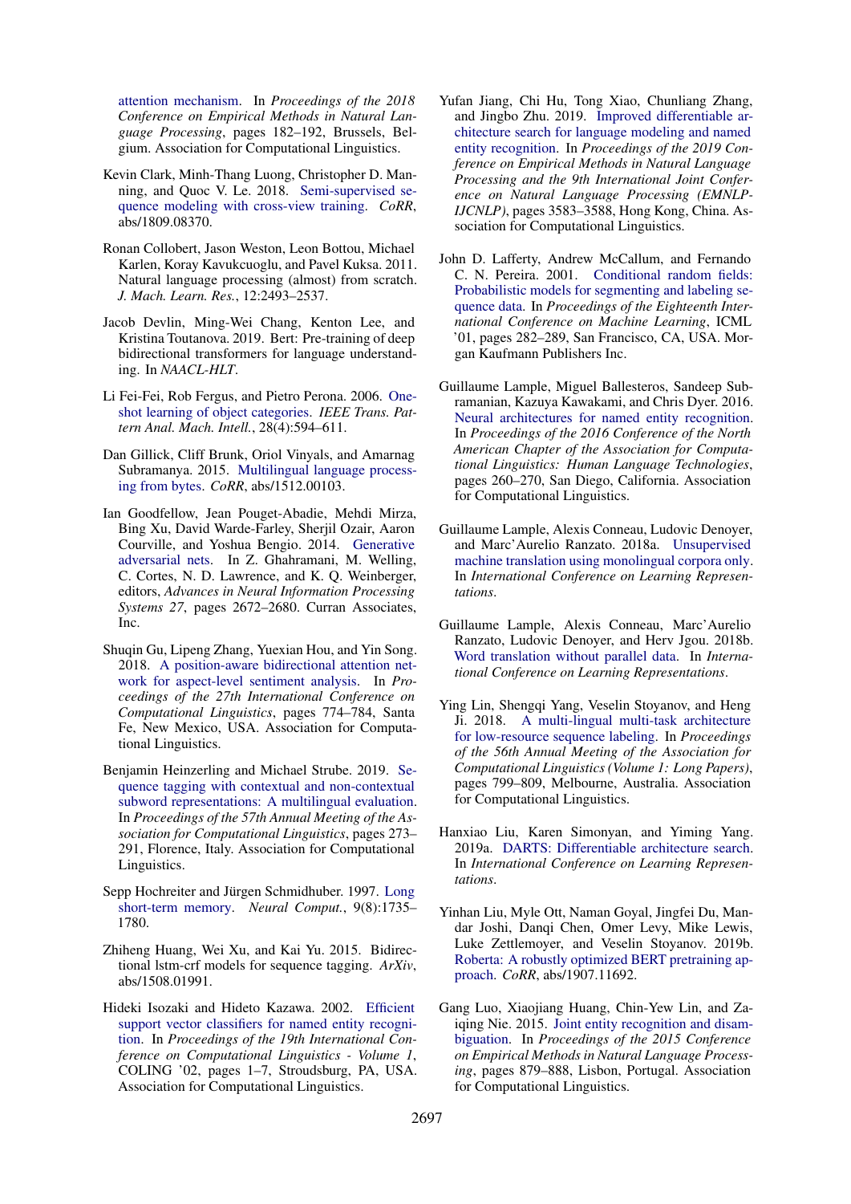attention mechanism. In *Proceedings of the 2018 Conference on Empirical Methods in Natural Language Processing*, pages 182–192, Brussels, Belgium. Association for Computational Linguistics.

Kevin Clark, Minh-Thang Luong, Christopher D. Manning, and Quoc V. Le. 2018. Semi-supervised sequence modeling with cross-view training. *CoRR*, abs/1809.08370.

Ronan Collobert, Jason Weston, Leon Bottou, Michael Karlen, Koray Kavukcuoglu, and Pavel Kuksa. 2011. Natural language processing (almost) from scratch. *J. Mach. Learn. Res.*, 12:2493–2537.

Jacob Devlin, Ming-Wei Chang, Kenton Lee, and Kristina Toutanova. 2019. Bert: Pre-training of deep bidirectional transformers for language understanding. In *NAACL-HLT*.

Li Fei-Fei, Rob Fergus, and Pietro Perona. 2006. One-shot learning of object categories. *IEEE Trans. Pattern Anal. Mach. Intell.*, 28(4):594–611.

Dan Gillick, Cliff Brunk, Oriol Vinyals, and Amarnag Subramanya. 2015. Multilingual language processing from bytes. *CoRR*, abs/1512.00103.

Ian Goodfellow, Jean Pouget-Abadie, Mehdi Mirza, Bing Xu, David Warde-Farley, Sherjil Ozair, Aaron Courville, and Yoshua Bengio. 2014. Generative adversarial nets. In Z. Ghahramani, M. Welling, C. Cortes, N. D. Lawrence, and K. Q. Weinberger, editors, *Advances in Neural Information Processing Systems 27*, pages 2672–2680. Curran Associates, Inc.

Shuqin Gu, Lipeng Zhang, Yuexian Hou, and Yin Song. 2018. A position-aware bidirectional attention network for aspect-level sentiment analysis. In *Proceedings of the 27th International Conference on Computational Linguistics*, pages 774–784, Santa Fe, New Mexico, USA. Association for Computational Linguistics.

Benjamin Heinzerling and Michael Strube. 2019. Sequence tagging with contextual and non-contextual subword representations: A multilingual evaluation. In *Proceedings of the 57th Annual Meeting of the Association for Computational Linguistics*, pages 273–291, Florence, Italy. Association for Computational Linguistics.

Sepp Hochreiter and Jürgen Schmidhuber. 1997. Long short-term memory. *Neural Comput.*, 9(8):1735–1780.

Zhiheng Huang, Wei Xu, and Kai Yu. 2015. Bidirectional lstm-crf models for sequence tagging. *ArXiv*, abs/1508.01991.

Hideki Isozaki and Hideto Kazawa. 2002. Efficient support vector classifiers for named entity recognition. In *Proceedings of the 19th International Conference on Computational Linguistics - Volume 1*, COLING '02, pages 1–7, Stroudsburg, PA, USA. Association for Computational Linguistics.

Yufan Jiang, Chi Hu, Tong Xiao, Chunliang Zhang, and Jingbo Zhu. 2019. Improved differentiable architecture search for language modeling and named entity recognition. In *Proceedings of the 2019 Conference on Empirical Methods in Natural Language Processing and the 9th International Joint Conference on Natural Language Processing (EMNLP-IJCNLP)*, pages 3583–3588, Hong Kong, China. Association for Computational Linguistics.

John D. Lafferty, Andrew McCallum, and Fernando C. N. Pereira. 2001. Conditional random fields: Probabilistic models for segmenting and labeling sequence data. In *Proceedings of the Eighteenth International Conference on Machine Learning*, ICML '01, pages 282–289, San Francisco, CA, USA. Morgan Kaufmann Publishers Inc.

Guillaume Lample, Miguel Ballesteros, Sandeep Subramanian, Kazuya Kawakami, and Chris Dyer. 2016. Neural architectures for named entity recognition. In *Proceedings of the 2016 Conference of the North American Chapter of the Association for Computational Linguistics: Human Language Technologies*, pages 260–270, San Diego, California. Association for Computational Linguistics.

Guillaume Lample, Alexis Conneau, Ludovic Denoyer, and Marc'Aurelio Ranzato. 2018a. Unsupervised machine translation using monolingual corpora only. In *International Conference on Learning Representations*.

Guillaume Lample, Alexis Conneau, Marc'Aurelio Ranzato, Ludovic Denoyer, and Herv Jgou. 2018b. Word translation without parallel data. In *International Conference on Learning Representations*.

Ying Lin, Shengqi Yang, Veselin Stoyanov, and Heng Ji. 2018. A multi-lingual multi-task architecture for low-resource sequence labeling. In *Proceedings of the 56th Annual Meeting of the Association for Computational Linguistics (Volume 1: Long Papers)*, pages 799–809, Melbourne, Australia. Association for Computational Linguistics.

Hanxiao Liu, Karen Simonyan, and Yiming Yang. 2019a. DARTS: Differentiable architecture search. In *International Conference on Learning Representations*.

Yinhan Liu, Myle Ott, Naman Goyal, Jingfei Du, Mandar Joshi, Danqi Chen, Omer Levy, Mike Lewis, Luke Zettlemoyer, and Veselin Stoyanov. 2019b. Roberta: A robustly optimized BERT pretraining approach. *CoRR*, abs/1907.11692.

Gang Luo, Xiaojiang Huang, Chin-Yew Lin, and Zaiqing Nie. 2015. Joint entity recognition and disambiguation. In *Proceedings of the 2015 Conference on Empirical Methods in Natural Language Processing*, pages 879–888, Lisbon, Portugal. Association for Computational Linguistics.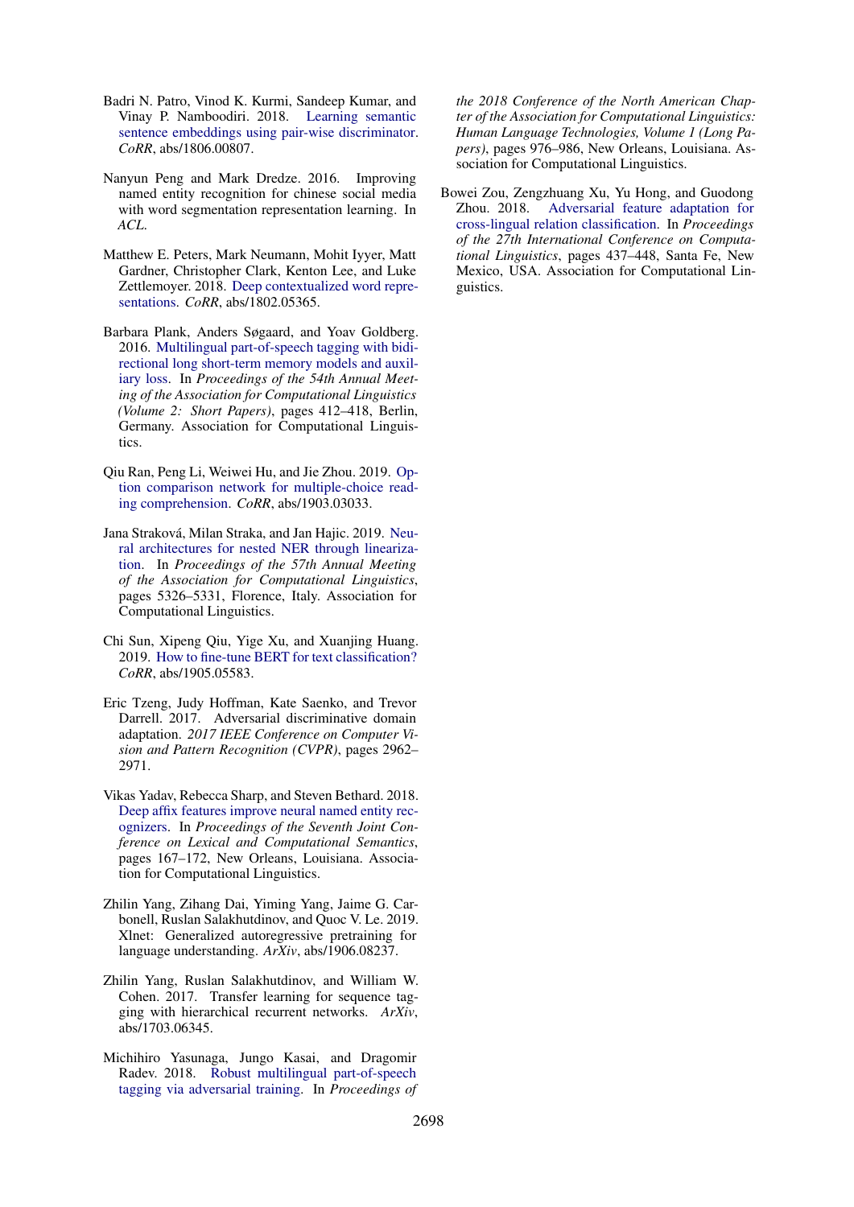Badri N. Patro, Vinod K. Kurmi, Sandeep Kumar, and Vinay P. Namboodiri. 2018. Learning semantic sentence embeddings using pair-wise discriminator. *CoRR*, abs/1806.00807.

Nanyun Peng and Mark Dredze. 2016. Improving named entity recognition for chinese social media with word segmentation representation learning. In *ACL*.

Matthew E. Peters, Mark Neumann, Mohit Iyyer, Matt Gardner, Christopher Clark, Kenton Lee, and Luke Zettlemoyer. 2018. Deep contextualized word representations. *CoRR*, abs/1802.05365.

Barbara Plank, Anders Søgaard, and Yoav Goldberg. 2016. Multilingual part-of-speech tagging with bidirectional long short-term memory models and auxiliary loss. In *Proceedings of the 54th Annual Meeting of the Association for Computational Linguistics (Volume 2: Short Papers)*, pages 412–418, Berlin, Germany. Association for Computational Linguistics.

Qiu Ran, Peng Li, Weiwei Hu, and Jie Zhou. 2019. Option comparison network for multiple-choice reading comprehension. *CoRR*, abs/1903.03033.

Jana Straková, Milan Straka, and Jan Hajic. 2019. Neural architectures for nested NER through linearization. In *Proceedings of the 57th Annual Meeting of the Association for Computational Linguistics*, pages 5326–5331, Florence, Italy. Association for Computational Linguistics.

Chi Sun, Xipeng Qiu, Yige Xu, and Xuanjing Huang. 2019. How to fine-tune BERT for text classification? *CoRR*, abs/1905.05583.

Eric Tzeng, Judy Hoffman, Kate Saenko, and Trevor Darrell. 2017. Adversarial discriminative domain adaptation. *2017 IEEE Conference on Computer Vision and Pattern Recognition (CVPR)*, pages 2962–2971.

Vikas Yadav, Rebecca Sharp, and Steven Bethard. 2018. Deep affix features improve neural named entity recognizers. In *Proceedings of the Seventh Joint Conference on Lexical and Computational Semantics*, pages 167–172, New Orleans, Louisiana. Association for Computational Linguistics.

Zhilin Yang, Zihang Dai, Yiming Yang, Jaime G. Carbonell, Ruslan Salakhutdinov, and Quoc V. Le. 2019. Xlnet: Generalized autoregressive pretraining for language understanding. *ArXiv*, abs/1906.08237.

Zhilin Yang, Ruslan Salakhutdinov, and William W. Cohen. 2017. Transfer learning for sequence tagging with hierarchical recurrent networks. *ArXiv*, abs/1703.06345.

Michihiro Yasunaga, Jungo Kasai, and Dragomir Radev. 2018. Robust multilingual part-of-speech tagging via adversarial training. In *Proceedings of the 2018 Conference of the North American Chapter of the Association for Computational Linguistics: Human Language Technologies, Volume 1 (Long Papers)*, pages 976–986, New Orleans, Louisiana. Association for Computational Linguistics.

Bowei Zou, Zengzhuang Xu, Yu Hong, and Guodong Zhou. 2018. Adversarial feature adaptation for cross-lingual relation classification. In *Proceedings of the 27th International Conference on Computational Linguistics*, pages 437–448, Santa Fe, New Mexico, USA. Association for Computational Linguistics.